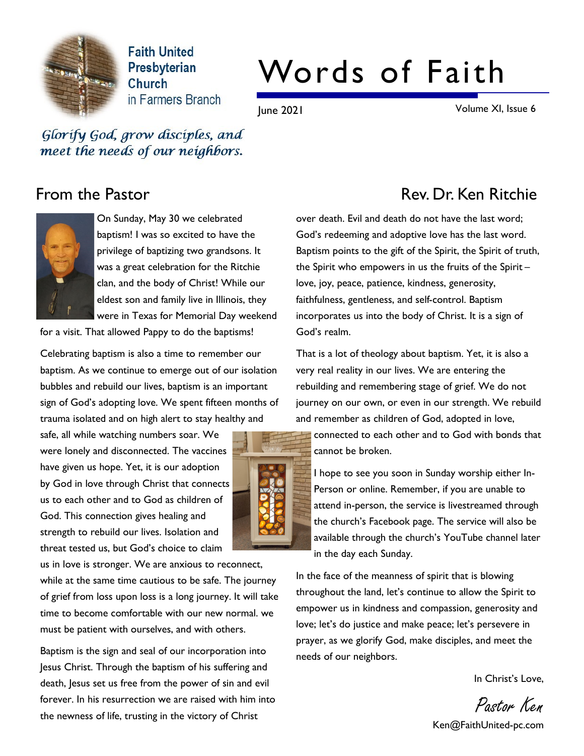Faith United Presbyterian Church in Farmers Branch

# Words of Faith

June 2021

*Glorify God, grow disciples, and meet the needs of our neighbors.*

## From the Pastor

### Rev. Dr. Ken Ritchie

On Sunday, May 30 we celebrated baptism! I was so excited to have the privilege of baptizing two grandsons. It was a great celebration for the Ritchie clan, and the body of Christ! While our eldest son and family live in Illinois, they were in Texas for Memorial Day weekend for a visit. That allowed Pappy to do the baptisms!

Celebrating baptism is also a time to remember our baptism. As we continue to emerge out of our isolation bubbles and rebuild our lives, baptism is an important sign of God's adopting love. We spent fifteen months of trauma isolated and on high alert to stay healthy and safe, all while watching numbers soar. We were lonely and disconnected. The vaccines have given us hope. Yet, it is our adoption by God in love through Christ that connects us to each other and to God as children of God. This connection gives healing and strength to rebuild our lives. Isolation and threat tested us, but God's choice to claim us in love is stronger. We are anxious to reconnect, while at the same time cautious to be safe. The journey of grief from loss upon loss is a long journey. It will take time to become comfortable with our new normal. we must be patient with ourselves, and with others.

Baptism is the sign and seal of our incorporation into Jesus Christ. Through the baptism of his suffering and death, Jesus set us free from the power of sin and evil forever. In his resurrection we are raised with him into the newness of life, trusting in the victory of Christ over death. Evil and death do not have the last word; God's redeeming and adoptive love has the last word. Baptism points to the gift of the Spirit, the Spirit of truth, the Spirit who empowers in us the fruits of the Spirit – love, joy, peace, patience, kindness, generosity, faithfulness, gentleness, and self-control. Baptism incorporates us into the body of Christ. It is a sign of God's realm.

That is a lot of theology about baptism. Yet, it is also a very real reality in our lives. We are entering the rebuilding and remembering stage of grief. We do not journey on our own, or even in our strength. We rebuild and remember as children of God, adopted in love, connected to each other and to God with bonds that cannot be broken.

I hope to see you soon in Sunday worship either In-Person or online. Remember, if you are unable to attend in-person, the service is livestreamed through the church's Facebook page. The service will also be available through the church's YouTube channel later in the day each Sunday.

In the face of the meanness of spirit that is blowing throughout the land, let's continue to allow the Spirit to empower us in kindness and compassion, generosity and love; let's do justice and make peace; let's persevere in prayer, as we glorify God, make disciples, and meet the needs of our neighbors.

In Christ's Love,

*Pastor Ken*

Ken@FaithUnited-pc.com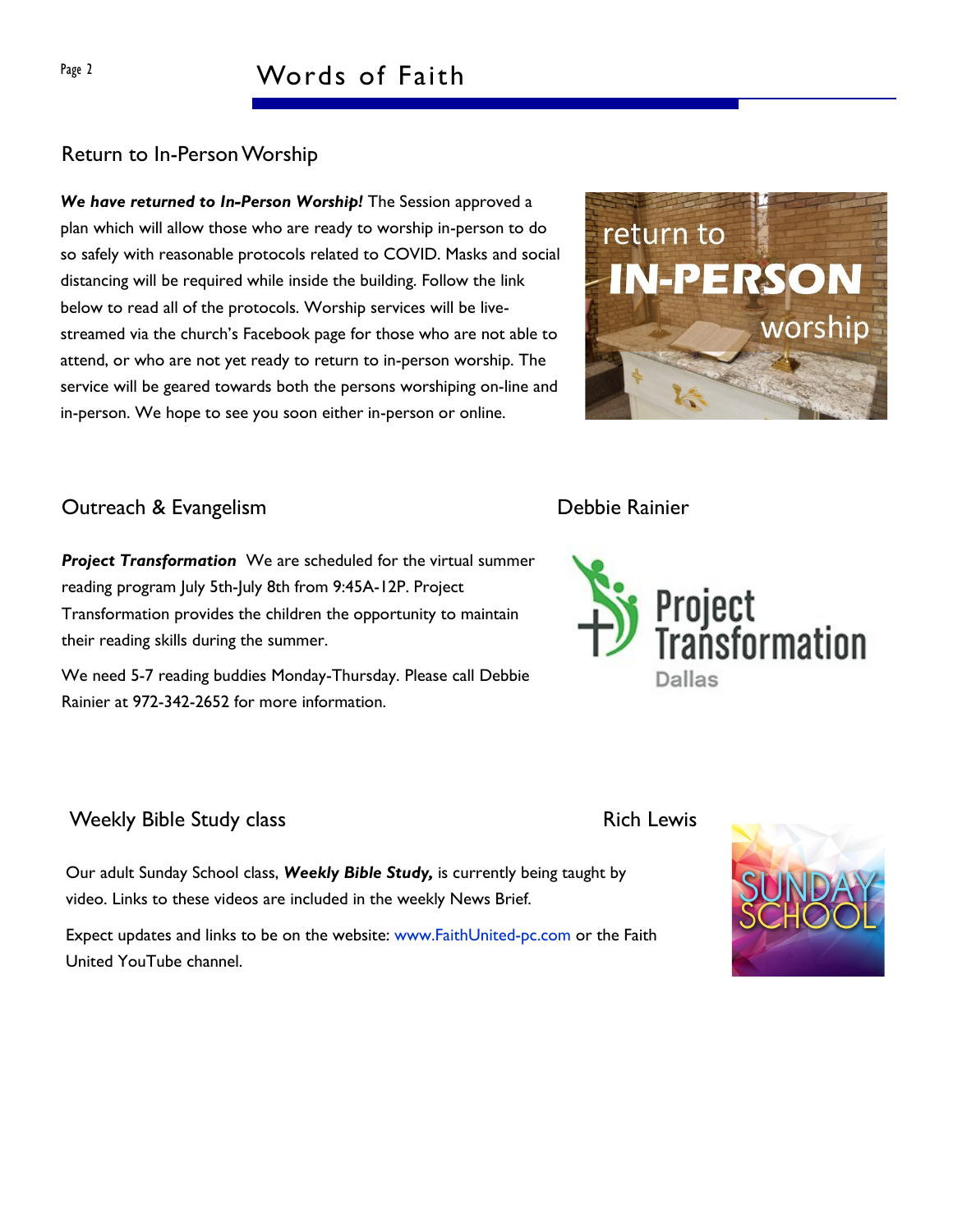## Return to In-Person Worship

***We have returned to In-Person Worship!*** The Session approved a plan which will allow those who are ready to worship in-person to do so safely with reasonable protocols related to COVID. Masks and social distancing will be required while inside the building. Follow the link below to read all of the protocols. Worship services will be live-streamed via the church's Facebook page for those who are not able to attend, or who are not yet ready to return to in-person worship. The service will be geared towards both the persons worshiping on-line and in-person. We hope to see you soon either in-person or online.

## Outreach & Evangelism

Debbie Rainier

***Project Transformation*** We are scheduled for the virtual summer reading program July 5th-July 8th from 9:45A-12P. Project Transformation provides the children the opportunity to maintain their reading skills during the summer.

We need 5-7 reading buddies Monday-Thursday. Please call Debbie Rainier at 972-342-2652 for more information.

## Weekly Bible Study class

Rich Lewis

Our adult Sunday School class, ***Weekly Bible Study,*** is currently being taught by video. Links to these videos are included in the weekly News Brief.

Expect updates and links to be on the website: www.FaithUnited-pc.com or the Faith United YouTube channel.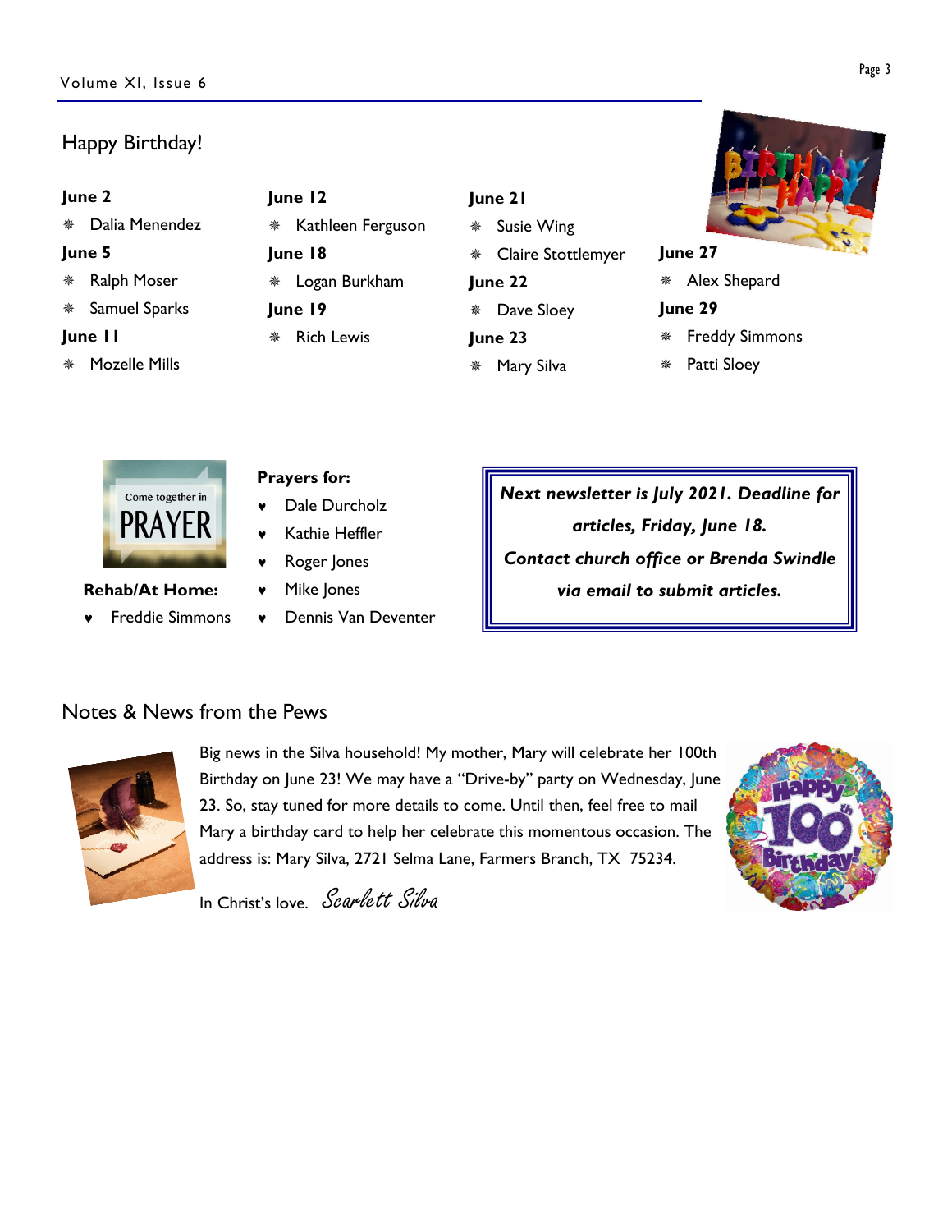## Happy Birthday!

**June 2**

- Dalia Menendez

**June 5**

- Ralph Moser
- Samuel Sparks

**June 11**

- Mozelle Mills

**June 12**

- Kathleen Ferguson

**June 18**

- Logan Burkham

**June 19**

- Rich Lewis

**June 21**

- Susie Wing
- Claire Stottlemyer

**June 22**

- Dave Sloey

**June 23**

- Mary Silva

**June 27**

- Alex Shepard

**June 29**

- Freddy Simmons
- Patti Sloey

**Rehab/At Home:**

- Freddie Simmons

**Prayers for:**

- Dale Durcholz
- Kathie Heffler
- Roger Jones
- Mike Jones
- Dennis Van Deventer

***Next newsletter is July 2021. Deadline for articles, Friday, June 18.***

***Contact church office or Brenda Swindle via email to submit articles.***

## Notes & News from the Pews

Big news in the Silva household! My mother, Mary will celebrate her 100th Birthday on June 23! We may have a "Drive-by" party on Wednesday, June 23. So, stay tuned for more details to come. Until then, feel free to mail Mary a birthday card to help her celebrate this momentous occasion. The address is: Mary Silva, 2721 Selma Lane, Farmers Branch, TX 75234.

In Christ's love. *Scarlett Silva*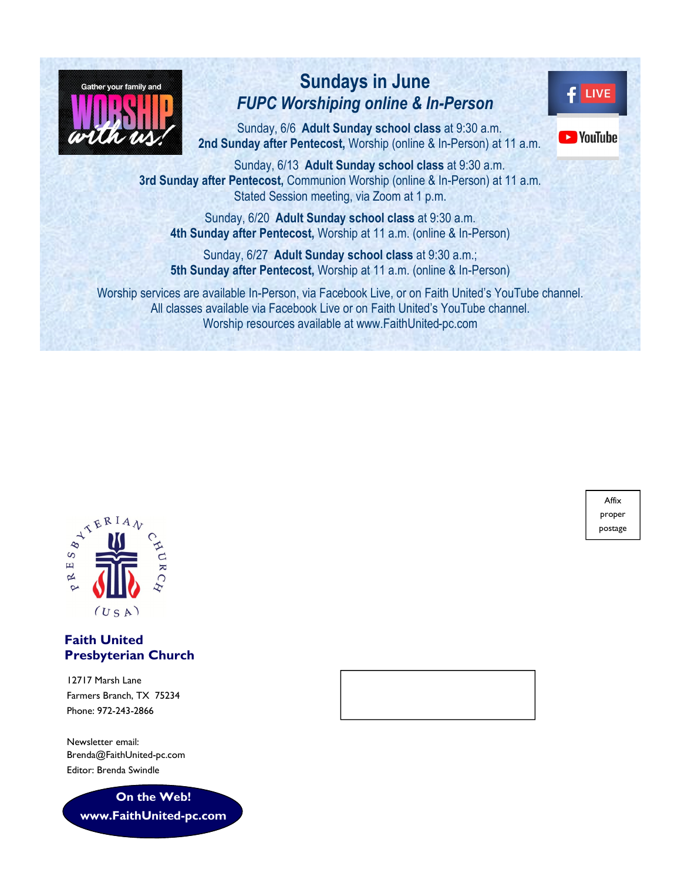## Sundays in June

### *FUPC Worshiping online & In-Person*

Sunday, 6/6 **Adult Sunday school class** at 9:30 a.m.
**2nd Sunday after Pentecost,** Worship (online & In-Person) at 11 a.m.

Sunday, 6/13 **Adult Sunday school class** at 9:30 a.m.
**3rd Sunday after Pentecost,** Communion Worship (online & In-Person) at 11 a.m.
Stated Session meeting, via Zoom at 1 p.m.

Sunday, 6/20 **Adult Sunday school class** at 9:30 a.m.
**4th Sunday after Pentecost,** Worship at 11 a.m. (online & In-Person)

Sunday, 6/27 **Adult Sunday school class** at 9:30 a.m.;
**5th Sunday after Pentecost,** Worship at 11 a.m. (online & In-Person)

Worship services are available In-Person, via Facebook Live, or on Faith United's YouTube channel.
All classes available via Facebook Live or on Faith United's YouTube channel.
Worship resources available at www.FaithUnited-pc.com

Affix proper postage

**Faith United Presbyterian Church**

12717 Marsh Lane
Farmers Branch, TX 75234
Phone: 972-243-2866

Newsletter email:
Brenda@FaithUnited-pc.com
Editor: Brenda Swindle

**On the Web!**
**www.FaithUnited-pc.com**